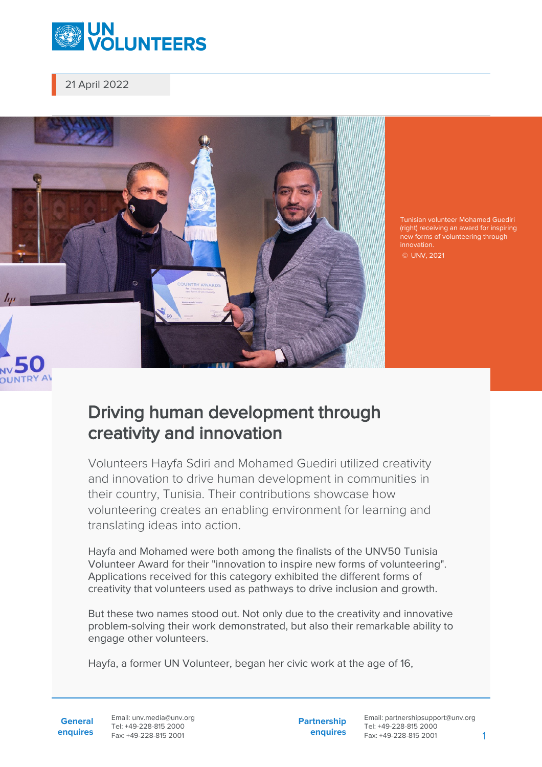21 April 2022

Tunisian volunteer Mohamed Guediri (right) receiving an award for inspiring new forms of volunteering through innovation.
© UNV, 2021

# Driving human development through creativity and innovation

Volunteers Hayfa Sdiri and Mohamed Guediri utilized creativity and innovation to drive human development in communities in their country, Tunisia. Their contributions showcase how volunteering creates an enabling environment for learning and translating ideas into action.

Hayfa and Mohamed were both among the finalists of the UNV50 Tunisia Volunteer Award for their "innovation to inspire new forms of volunteering". Applications received for this category exhibited the different forms of creativity that volunteers used as pathways to drive inclusion and growth.

But these two names stood out. Not only due to the creativity and innovative problem-solving their work demonstrated, but also their remarkable ability to engage other volunteers.

Hayfa, a former UN Volunteer, began her civic work at the age of 16,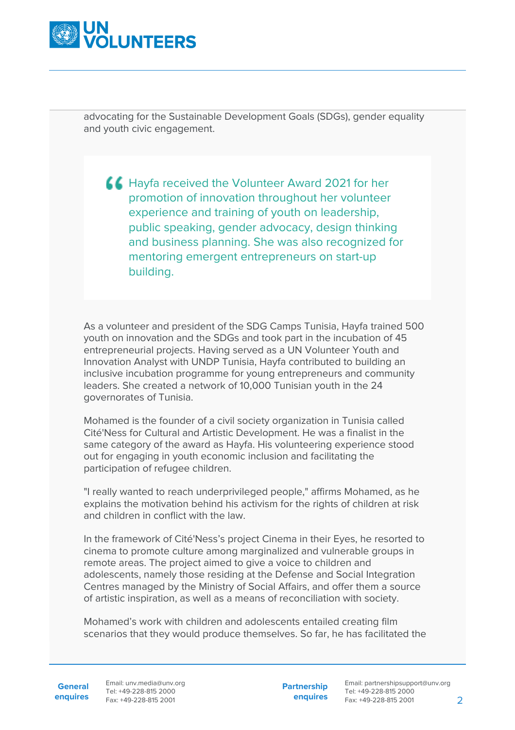advocating for the Sustainable Development Goals (SDGs), gender equality and youth civic engagement.

> Hayfa received the Volunteer Award 2021 for her promotion of innovation throughout her volunteer experience and training of youth on leadership, public speaking, gender advocacy, design thinking and business planning. She was also recognized for mentoring emergent entrepreneurs on start-up building.

As a volunteer and president of the SDG Camps Tunisia, Hayfa trained 500 youth on innovation and the SDGs and took part in the incubation of 45 entrepreneurial projects. Having served as a UN Volunteer Youth and Innovation Analyst with UNDP Tunisia, Hayfa contributed to building an inclusive incubation programme for young entrepreneurs and community leaders. She created a network of 10,000 Tunisian youth in the 24 governorates of Tunisia.

Mohamed is the founder of a civil society organization in Tunisia called Cité'Ness for Cultural and Artistic Development. He was a finalist in the same category of the award as Hayfa. His volunteering experience stood out for engaging in youth economic inclusion and facilitating the participation of refugee children.

"I really wanted to reach underprivileged people," affirms Mohamed, as he explains the motivation behind his activism for the rights of children at risk and children in conflict with the law.

In the framework of Cité'Ness's project Cinema in their Eyes, he resorted to cinema to promote culture among marginalized and vulnerable groups in remote areas. The project aimed to give a voice to children and adolescents, namely those residing at the Defense and Social Integration Centres managed by the Ministry of Social Affairs, and offer them a source of artistic inspiration, as well as a means of reconciliation with society.

Mohamed's work with children and adolescents entailed creating film scenarios that they would produce themselves. So far, he has facilitated the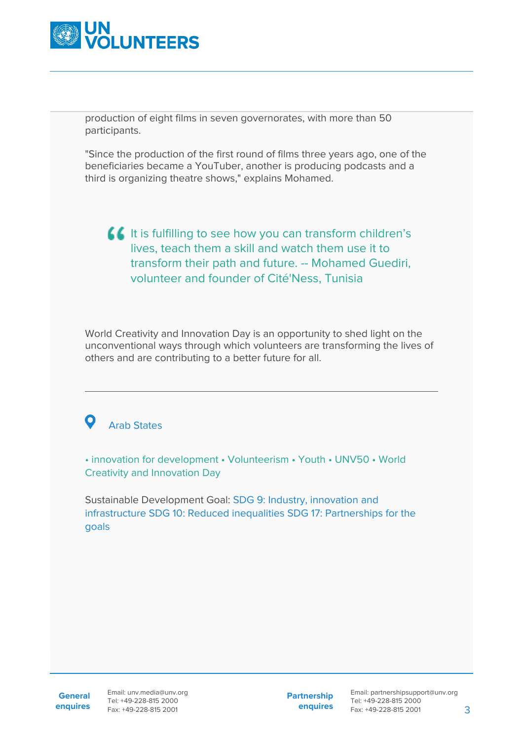production of eight films in seven governorates, with more than 50 participants.

"Since the production of the first round of films three years ago, one of the beneficiaries became a YouTuber, another is producing podcasts and a third is organizing theatre shows," explains Mohamed.

> It is fulfilling to see how you can transform children's lives, teach them a skill and watch them use it to transform their path and future. -- Mohamed Guediri, volunteer and founder of Cité'Ness, Tunisia

World Creativity and Innovation Day is an opportunity to shed light on the unconventional ways through which volunteers are transforming the lives of others and are contributing to a better future for all.

---

Arab States

• innovation for development • Volunteerism • Youth • UNV50 • World Creativity and Innovation Day

Sustainable Development Goal: SDG 9: Industry, innovation and infrastructure SDG 10: Reduced inequalities SDG 17: Partnerships for the goals

**General enquires**
Email: unv.media@unv.org
Tel: +49-228-815 2000
Fax: +49-228-815 2001

**Partnership enquires**
Email: partnershipsupport@unv.org
Tel: +49-228-815 2000
Fax: +49-228-815 2001